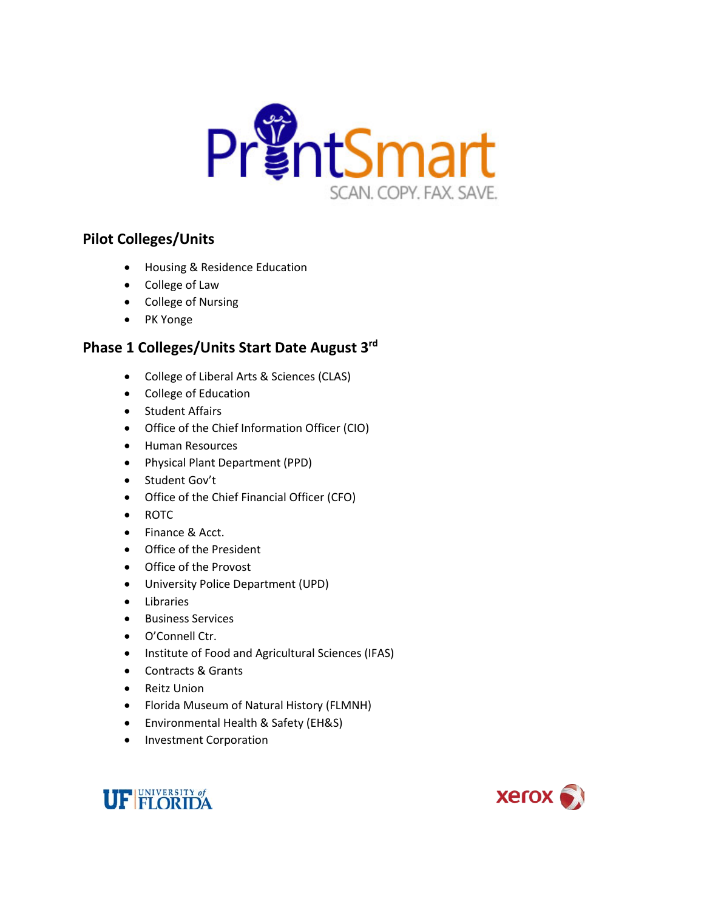# PrintSmart

SCAN. COPY. FAX. SAVE.

## Pilot Colleges/Units

- Housing & Residence Education
- College of Law
- College of Nursing
- PK Yonge

## Phase 1 Colleges/Units Start Date August 3rd

- College of Liberal Arts & Sciences (CLAS)
- College of Education
- Student Affairs
- Office of the Chief Information Officer (CIO)
- Human Resources
- Physical Plant Department (PPD)
- Student Gov't
- Office of the Chief Financial Officer (CFO)
- ROTC
- Finance & Acct.
- Office of the President
- Office of the Provost
- University Police Department (UPD)
- Libraries
- Business Services
- O'Connell Ctr.
- Institute of Food and Agricultural Sciences (IFAS)
- Contracts & Grants
- Reitz Union
- Florida Museum of Natural History (FLMNH)
- Environmental Health & Safety (EH&S)
- Investment Corporation

UF UNIVERSITY of FLORIDA

xerox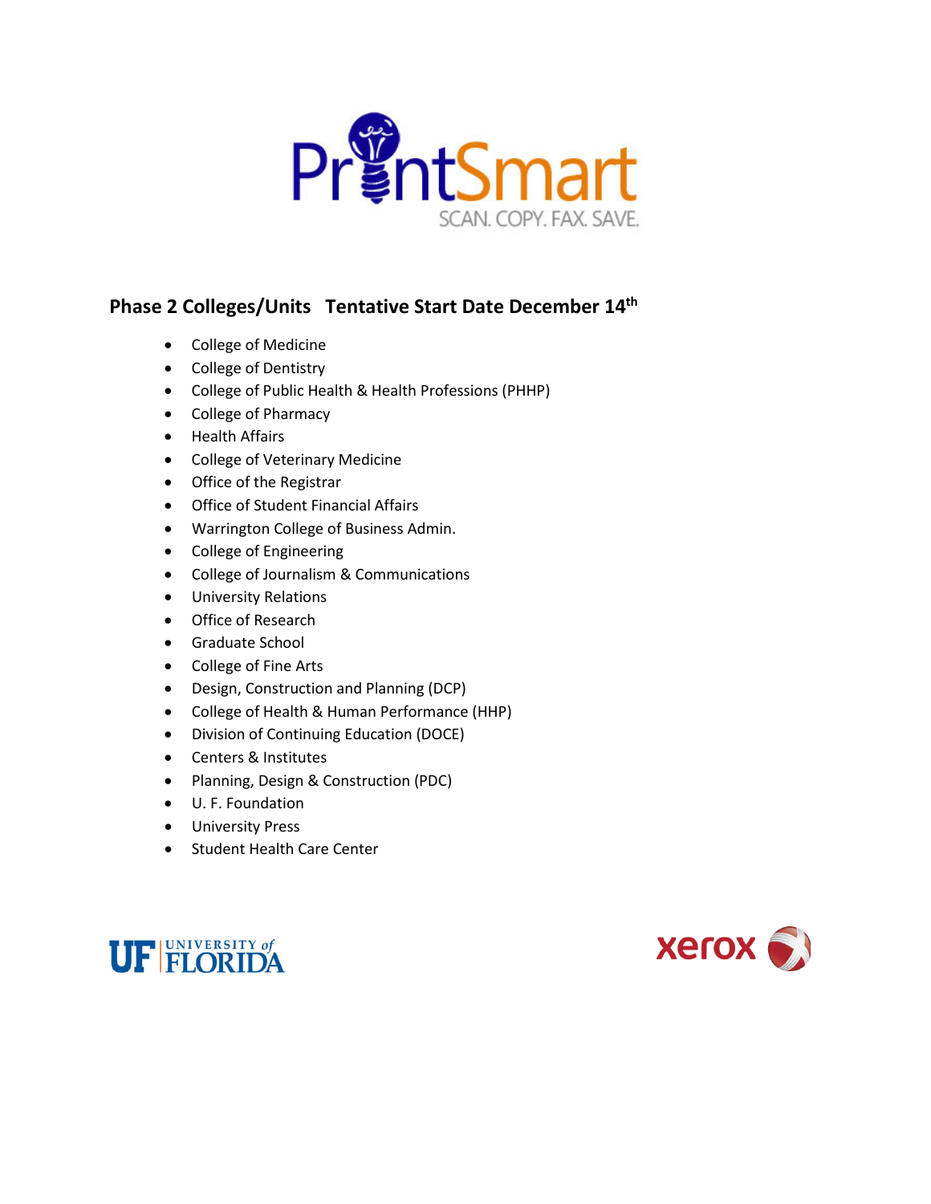PrintSmart
SCAN. COPY. FAX. SAVE.

## Phase 2 Colleges/Units Tentative Start Date December 14th

- College of Medicine
- College of Dentistry
- College of Public Health & Health Professions (PHHP)
- College of Pharmacy
- Health Affairs
- College of Veterinary Medicine
- Office of the Registrar
- Office of Student Financial Affairs
- Warrington College of Business Admin.
- College of Engineering
- College of Journalism & Communications
- University Relations
- Office of Research
- Graduate School
- College of Fine Arts
- Design, Construction and Planning (DCP)
- College of Health & Human Performance (HHP)
- Division of Continuing Education (DOCE)
- Centers & Institutes
- Planning, Design & Construction (PDC)
- U. F. Foundation
- University Press
- Student Health Care Center

UF UNIVERSITY of FLORIDA

xerox